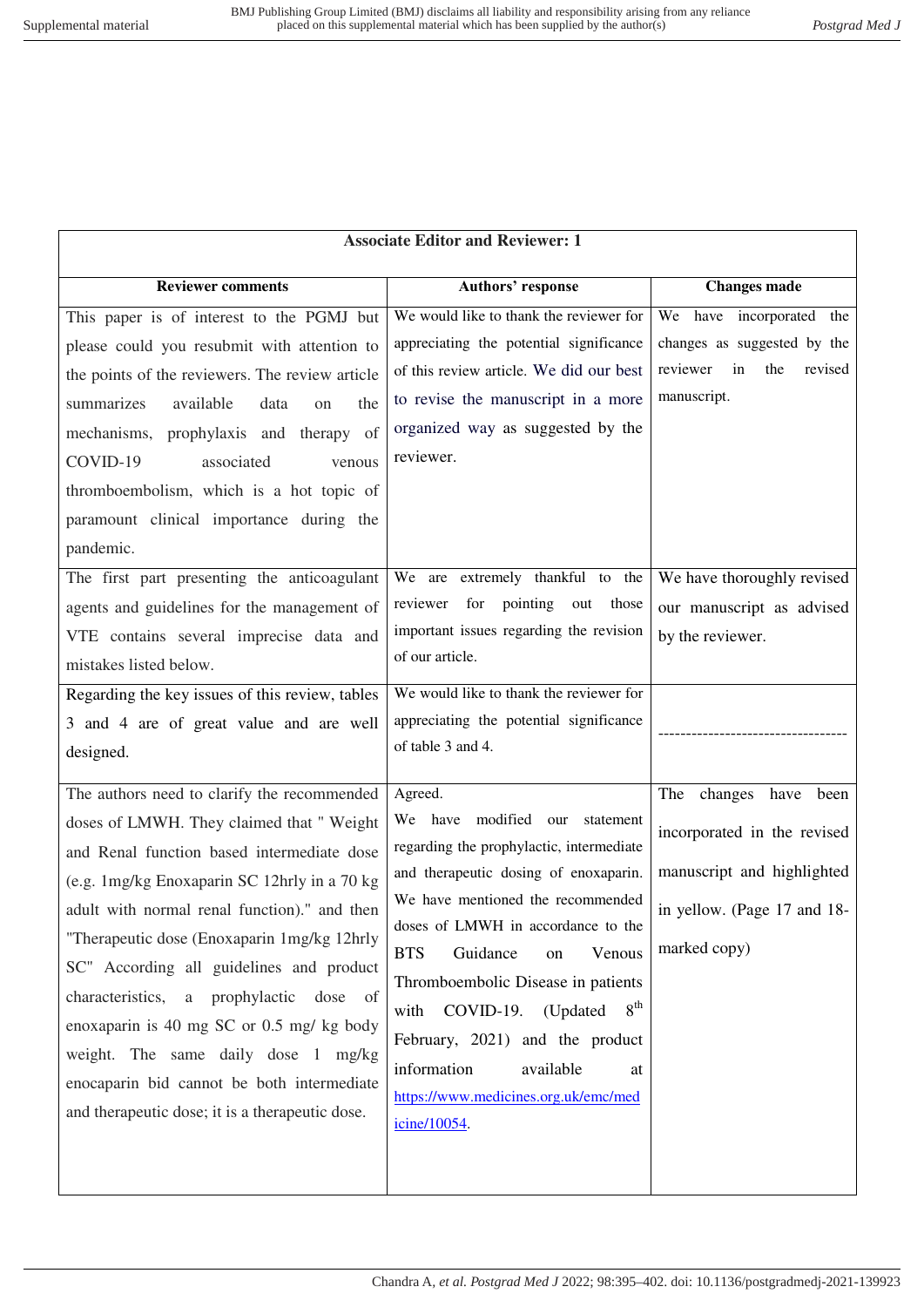| Associate Editor and Reviewer: 1 | | |
|---|---|---|
| **Reviewer comments** | **Authors' response** | **Changes made** |
| This paper is of interest to the PGMJ but please could you resubmit with attention to the points of the reviewers. The review article summarizes available data on the mechanisms, prophylaxis and therapy of COVID-19 associated venous thromboembolism, which is a hot topic of paramount clinical importance during the pandemic. | We would like to thank the reviewer for appreciating the potential significance of this review article. We did our best to revise the manuscript in a more organized way as suggested by the reviewer. | We have incorporated the changes as suggested by the reviewer in the revised manuscript. |
| The first part presenting the anticoagulant agents and guidelines for the management of VTE contains several imprecise data and mistakes listed below. | We are extremely thankful to the reviewer for pointing out those important issues regarding the revision of our article. | We have thoroughly revised our manuscript as advised by the reviewer. |
| Regarding the key issues of this review, tables 3 and 4 are of great value and are well designed. | We would like to thank the reviewer for appreciating the potential significance of table 3 and 4. | --------------------------------- |
| The authors need to clarify the recommended doses of LMWH. They claimed that " Weight and Renal function based intermediate dose (e.g. 1mg/kg Enoxaparin SC 12hrly in a 70 kg adult with normal renal function)." and then "Therapeutic dose (Enoxaparin 1mg/kg 12hrly SC" According all guidelines and product characteristics, a prophylactic dose of enoxaparin is 40 mg SC or 0.5 mg/ kg body weight. The same daily dose 1 mg/kg enocaparin bid cannot be both intermediate and therapeutic dose; it is a therapeutic dose. | Agreed.<br>We have modified our statement regarding the prophylactic, intermediate and therapeutic dosing of enoxaparin. We have mentioned the recommended doses of LMWH in accordance to the BTS Guidance on Venous Thromboembolic Disease in patients with COVID-19. (Updated 8th February, 2021) and the product information available at https://www.medicines.org.uk/emc/medicine/10054. | The changes have been incorporated in the revised manuscript and highlighted in yellow. (Page 17 and 18-marked copy) |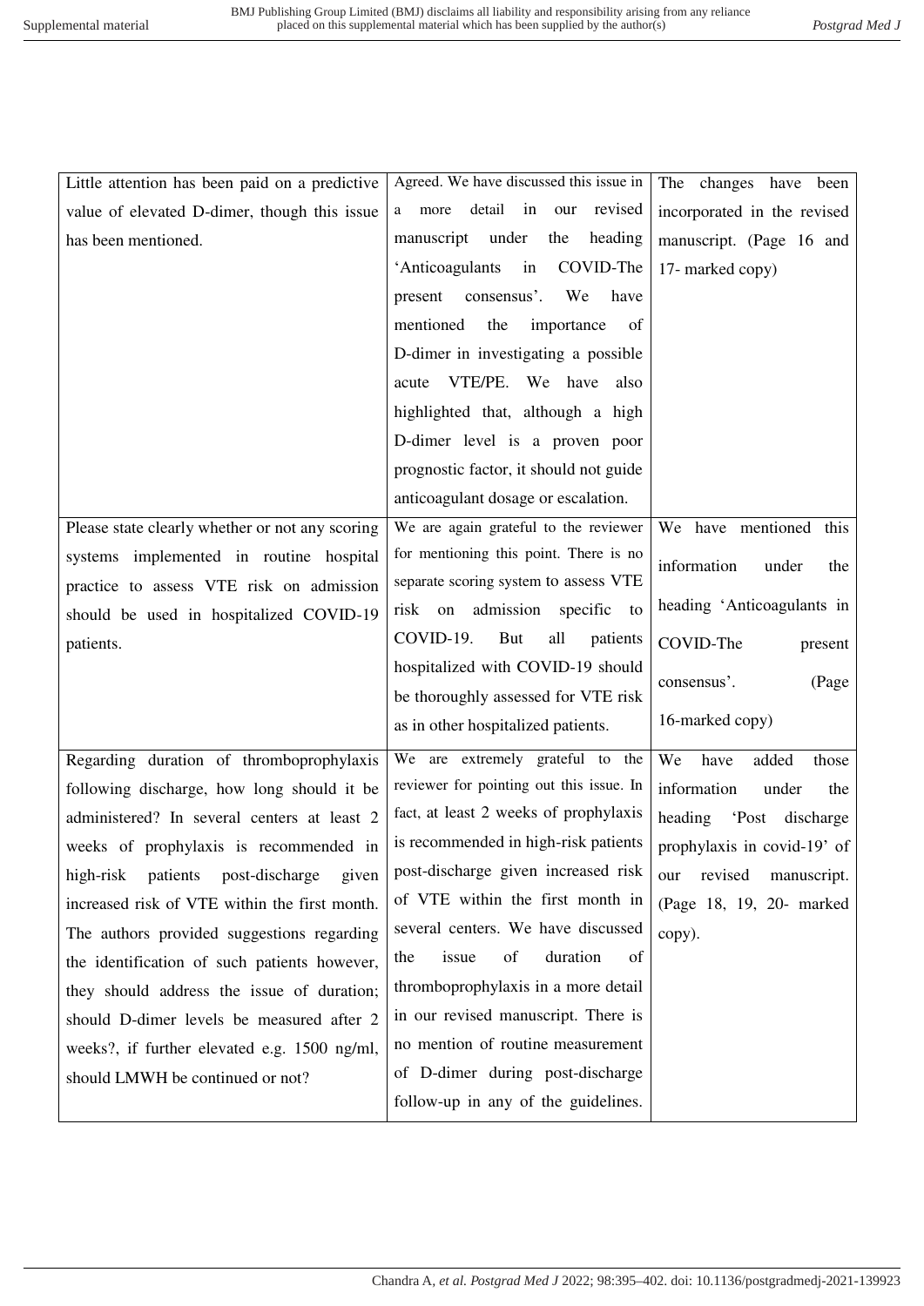| | | |
|---|---|---|
| Little attention has been paid on a predictive value of elevated D-dimer, though this issue has been mentioned. | Agreed. We have discussed this issue in a more detail in our revised manuscript under the heading 'Anticoagulants in COVID-The present consensus'. We have mentioned the importance of D-dimer in investigating a possible acute VTE/PE. We have also highlighted that, although a high D-dimer level is a proven poor prognostic factor, it should not guide anticoagulant dosage or escalation. | The changes have been incorporated in the revised manuscript. (Page 16 and 17- marked copy) |
| Please state clearly whether or not any scoring systems implemented in routine hospital practice to assess VTE risk on admission should be used in hospitalized COVID-19 patients. | We are again grateful to the reviewer for mentioning this point. There is no separate scoring system to assess VTE risk on admission specific to COVID-19. But all patients hospitalized with COVID-19 should be thoroughly assessed for VTE risk as in other hospitalized patients. | We have mentioned this information under the heading 'Anticoagulants in COVID-The present consensus'. (Page 16-marked copy) |
| Regarding duration of thromboprophylaxis following discharge, how long should it be administered? In several centers at least 2 weeks of prophylaxis is recommended in high-risk patients post-discharge given increased risk of VTE within the first month. The authors provided suggestions regarding the identification of such patients however, they should address the issue of duration; should D-dimer levels be measured after 2 weeks?, if further elevated e.g. 1500 ng/ml, should LMWH be continued or not? | We are extremely grateful to the reviewer for pointing out this issue. In fact, at least 2 weeks of prophylaxis is recommended in high-risk patients post-discharge given increased risk of VTE within the first month in several centers. We have discussed the issue of duration of thromboprophylaxis in a more detail in our revised manuscript. There is no mention of routine measurement of D-dimer during post-discharge follow-up in any of the guidelines. | We have added those information under the heading 'Post discharge prophylaxis in covid-19' of our revised manuscript. (Page 18, 19, 20- marked copy). |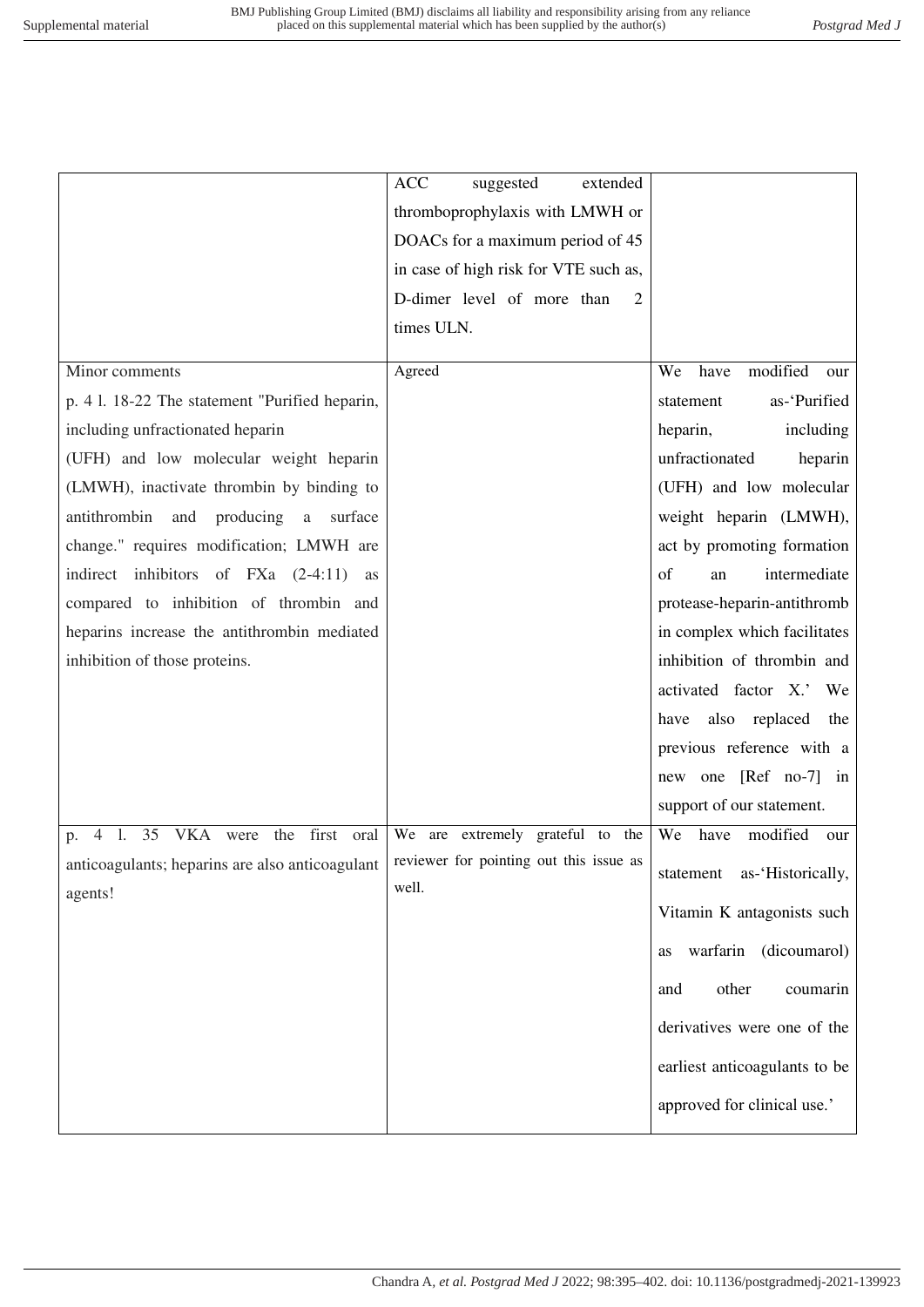| | | |
|---|---|---|
| | ACC suggested extended thromboprophylaxis with LMWH or DOACs for a maximum period of 45 in case of high risk for VTE such as, D-dimer level of more than 2 times ULN. | |
| Minor comments<br>p. 4 l. 18-22 The statement "Purified heparin, including unfractionated heparin (UFH) and low molecular weight heparin (LMWH), inactivate thrombin by binding to antithrombin and producing a surface change." requires modification; LMWH are indirect inhibitors of FXa (2-4:11) as compared to inhibition of thrombin and heparins increase the antithrombin mediated inhibition of those proteins. | Agreed | We have modified our statement as-'Purified heparin, including unfractionated heparin (UFH) and low molecular weight heparin (LMWH), act by promoting formation of an intermediate protease-heparin-antithrombin complex which facilitates inhibition of thrombin and activated factor X.' We have also replaced the previous reference with a new one [Ref no-7] in support of our statement. |
| p. 4 l. 35 VKA were the first oral anticoagulants; heparins are also anticoagulant agents! | We are extremely grateful to the reviewer for pointing out this issue as well. | We have modified our statement as-'Historically, Vitamin K antagonists such as warfarin (dicoumarol) and other coumarin derivatives were one of the earliest anticoagulants to be approved for clinical use.' |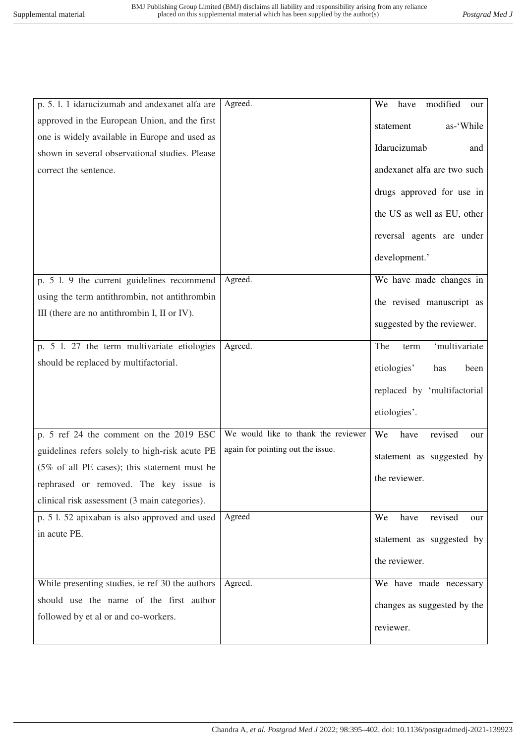| | | |
|---|---|---|
| p. 5. l. 1 idarucizumab and andexanet alfa are approved in the European Union, and the first one is widely available in Europe and used as shown in several observational studies. Please correct the sentence. | Agreed. | We have modified our statement as-'While Idarucizumab and andexanet alfa are two such drugs approved for use in the US as well as EU, other reversal agents are under development.' |
| p. 5 l. 9 the current guidelines recommend using the term antithrombin, not antithrombin III (there are no antithrombin I, II or IV). | Agreed. | We have made changes in the revised manuscript as suggested by the reviewer. |
| p. 5 l. 27 the term multivariate etiologies should be replaced by multifactorial. | Agreed. | The term 'multivariate etiologies' has been replaced by 'multifactorial etiologies'. |
| p. 5 ref 24 the comment on the 2019 ESC guidelines refers solely to high-risk acute PE (5% of all PE cases); this statement must be rephrased or removed. The key issue is clinical risk assessment (3 main categories). | We would like to thank the reviewer again for pointing out the issue. | We have revised our statement as suggested by the reviewer. |
| p. 5 l. 52 apixaban is also approved and used in acute PE. | Agreed | We have revised our statement as suggested by the reviewer. |
| While presenting studies, ie ref 30 the authors should use the name of the first author followed by et al or and co-workers. | Agreed. | We have made necessary changes as suggested by the reviewer. |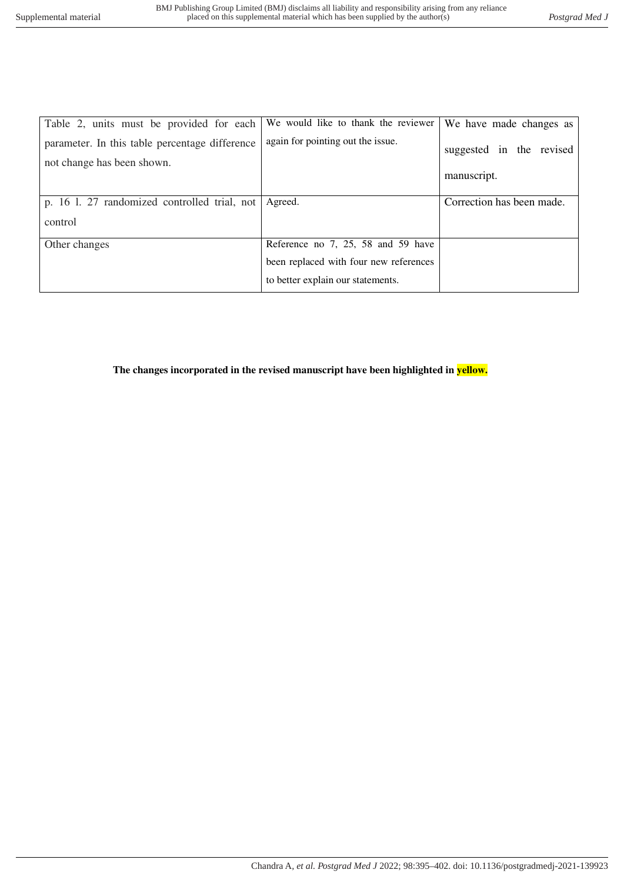| | | |
|---|---|---|
| Table 2, units must be provided for each parameter. In this table percentage difference not change has been shown. | We would like to thank the reviewer again for pointing out the issue. | We have made changes as suggested in the revised manuscript. |
| p. 16 l. 27 randomized controlled trial, not control | Agreed. | Correction has been made. |
| Other changes | Reference no 7, 25, 58 and 59 have been replaced with four new references to better explain our statements. | |

**The changes incorporated in the revised manuscript have been highlighted in yellow.**